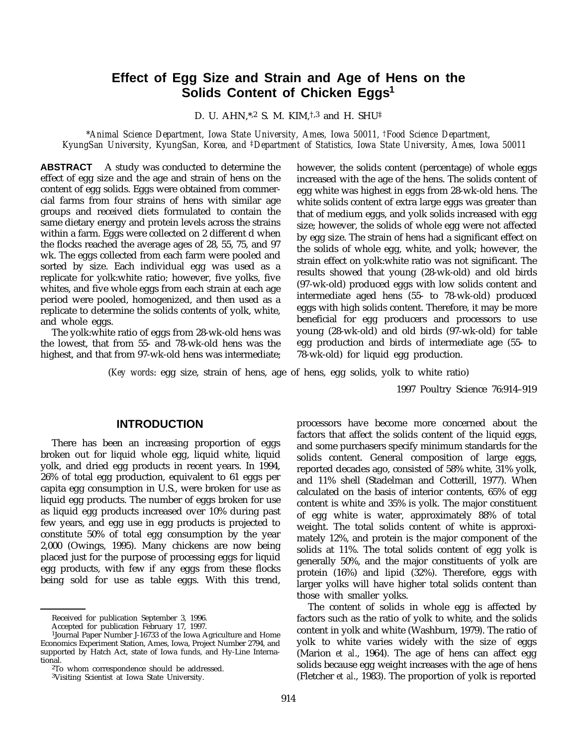# Effect of Egg Size and Strain and Age of Hens on the Solids Content of Chicken Eggs[1]

D. U. AHN,*[,2] S. M. KIM,†[,3] and H. SHU‡

*\*Animal Science Department, Iowa State University, Ames, Iowa 50011, †Food Science Department, KyungSan University, KyungSan, Korea, and ‡Department of Statistics, Iowa State University, Ames, Iowa 50011*

**ABSTRACT** A study was conducted to determine the effect of egg size and the age and strain of hens on the content of egg solids. Eggs were obtained from commercial farms from four strains of hens with similar age groups and received diets formulated to contain the same dietary energy and protein levels across the strains within a farm. Eggs were collected on 2 different d when the flocks reached the average ages of 28, 55, 75, and 97 wk. The eggs collected from each farm were pooled and sorted by size. Each individual egg was used as a replicate for yolk:white ratio; however, five yolks, five whites, and five whole eggs from each strain at each age period were pooled, homogenized, and then used as a replicate to determine the solids contents of yolk, white, and whole eggs.

The yolk:white ratio of eggs from 28-wk-old hens was the lowest, that from 55- and 78-wk-old hens was the highest, and that from 97-wk-old hens was intermediate; however, the solids content (percentage) of whole eggs increased with the age of the hens. The solids content of egg white was highest in eggs from 28-wk-old hens. The white solids content of extra large eggs was greater than that of medium eggs, and yolk solids increased with egg size; however, the solids of whole egg were not affected by egg size. The strain of hens had a significant effect on the solids of whole egg, white, and yolk; however, the strain effect on yolk:white ratio was not significant. The results showed that young (28-wk-old) and old birds (97-wk-old) produced eggs with low solids content and intermediate aged hens (55- to 78-wk-old) produced eggs with high solids content. Therefore, it may be more beneficial for egg producers and processors to use young (28-wk-old) and old birds (97-wk-old) for table egg production and birds of intermediate age (55- to 78-wk-old) for liquid egg production.

(*Key words*: egg size, strain of hens, age of hens, egg solids, yolk to white ratio)

1997 Poultry Science 76:914–919

## INTRODUCTION

There has been an increasing proportion of eggs broken out for liquid whole egg, liquid white, liquid yolk, and dried egg products in recent years. In 1994, 26% of total egg production, equivalent to 61 eggs per capita egg consumption in U.S., were broken for use as liquid egg products. The number of eggs broken for use as liquid egg products increased over 10% during past few years, and egg use in egg products is projected to constitute 50% of total egg consumption by the year 2,000 (Owings, 1995). Many chickens are now being placed just for the purpose of processing eggs for liquid egg products, with few if any eggs from these flocks being sold for use as table eggs. With this trend, processors have become more concerned about the factors that affect the solids content of the liquid eggs, and some purchasers specify minimum standards for the solids content. General composition of large eggs, reported decades ago, consisted of 58% white, 31% yolk, and 11% shell (Stadelman and Cotterill, 1977). When calculated on the basis of interior contents, 65% of egg content is white and 35% is yolk. The major constituent of egg white is water, approximately 88% of total weight. The total solids content of white is approximately 12%, and protein is the major component of the solids at 11%. The total solids content of egg yolk is generally 50%, and the major constituents of yolk are protein (16%) and lipid (32%). Therefore, eggs with larger yolks will have higher total solids content than those with smaller yolks.

The content of solids in whole egg is affected by factors such as the ratio of yolk to white, and the solids content in yolk and white (Washburn, 1979). The ratio of yolk to white varies widely with the size of eggs (Marion *et al*., 1964). The age of hens can affect egg solids because egg weight increases with the age of hens (Fletcher *et al*., 1983). The proportion of yolk is reported

---

Received for publication September 3, 1996.

Accepted for publication February 17, 1997.

[1]Journal Paper Number J-16733 of the Iowa Agriculture and Home Economics Experiment Station, Ames, Iowa, Project Number 2794, and supported by Hatch Act, state of Iowa funds, and Hy-Line International.

[2]To whom correspondence should be addressed.

[3]Visiting Scientist at Iowa State University.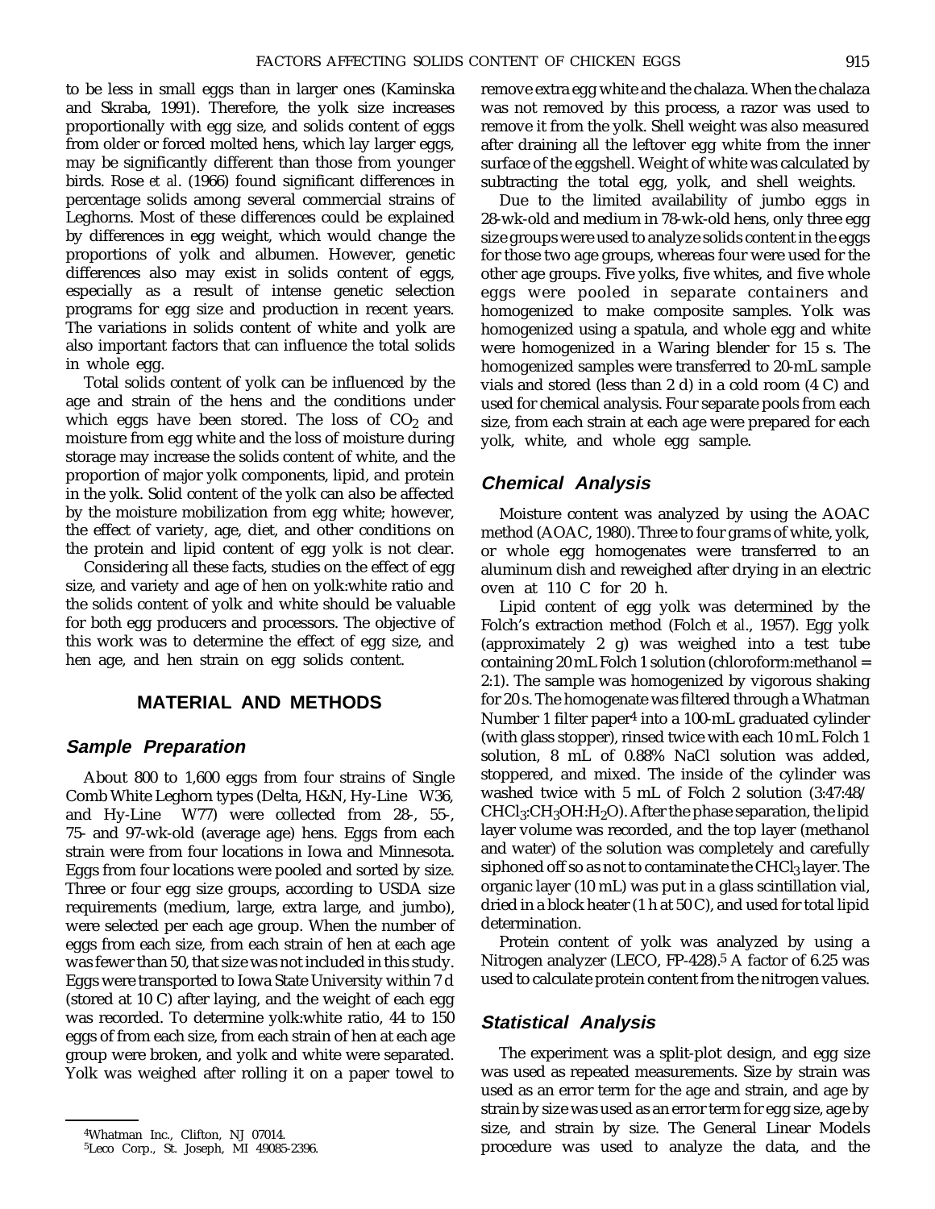to be less in small eggs than in larger ones (Kaminska and Skraba, 1991). Therefore, the yolk size increases proportionally with egg size, and solids content of eggs from older or forced molted hens, which lay larger eggs, may be significantly different than those from younger birds. Rose *et al*. (1966) found significant differences in percentage solids among several commercial strains of Leghorns. Most of these differences could be explained by differences in egg weight, which would change the proportions of yolk and albumen. However, genetic differences also may exist in solids content of eggs, especially as a result of intense genetic selection programs for egg size and production in recent years. The variations in solids content of white and yolk are also important factors that can influence the total solids in whole egg.

Total solids content of yolk can be influenced by the age and strain of the hens and the conditions under which eggs have been stored. The loss of $CO_2$ and moisture from egg white and the loss of moisture during storage may increase the solids content of white, and the proportion of major yolk components, lipid, and protein in the yolk. Solid content of the yolk can also be affected by the moisture mobilization from egg white; however, the effect of variety, age, diet, and other conditions on the protein and lipid content of egg yolk is not clear.

Considering all these facts, studies on the effect of egg size, and variety and age of hen on yolk:white ratio and the solids content of yolk and white should be valuable for both egg producers and processors. The objective of this work was to determine the effect of egg size, and hen age, and hen strain on egg solids content.

## MATERIAL AND METHODS

### Sample Preparation

About 800 to 1,600 eggs from four strains of Single Comb White Leghorn types (Delta, H&N, Hy-Line W36, and Hy-Line W77) were collected from 28-, 55-, 75- and 97-wk-old (average age) hens. Eggs from each strain were from four locations in Iowa and Minnesota. Eggs from four locations were pooled and sorted by size. Three or four egg size groups, according to USDA size requirements (medium, large, extra large, and jumbo), were selected per each age group. When the number of eggs from each size, from each strain of hen at each age was fewer than 50, that size was not included in this study. Eggs were transported to Iowa State University within 7 d (stored at 10 C) after laying, and the weight of each egg was recorded. To determine yolk:white ratio, 44 to 150 eggs of from each size, from each strain of hen at each age group were broken, and yolk and white were separated. Yolk was weighed after rolling it on a paper towel to remove extra egg white and the chalaza. When the chalaza was not removed by this process, a razor was used to remove it from the yolk. Shell weight was also measured after draining all the leftover egg white from the inner surface of the eggshell. Weight of white was calculated by subtracting the total egg, yolk, and shell weights.

Due to the limited availability of jumbo eggs in 28-wk-old and medium in 78-wk-old hens, only three egg size groups were used to analyze solids content in the eggs for those two age groups, whereas four were used for the other age groups. Five yolks, five whites, and five whole eggs were pooled in separate containers and homogenized to make composite samples. Yolk was homogenized using a spatula, and whole egg and white were homogenized in a Waring blender for 15 s. The homogenized samples were transferred to 20-mL sample vials and stored (less than 2 d) in a cold room (4 C) and used for chemical analysis. Four separate pools from each size, from each strain at each age were prepared for each yolk, white, and whole egg sample.

### Chemical Analysis

Moisture content was analyzed by using the AOAC method (AOAC, 1980). Three to four grams of white, yolk, or whole egg homogenates were transferred to an aluminum dish and reweighed after drying in an electric oven at 110 C for 20 h.

Lipid content of egg yolk was determined by the Folch's extraction method (Folch *et al*., 1957). Egg yolk (approximately 2 g) was weighed into a test tube containing 20 mL Folch 1 solution (chloroform:methanol = 2:1). The sample was homogenized by vigorous shaking for 20 s. The homogenate was filtered through a Whatman Number 1 filter paper[4] into a 100-mL graduated cylinder (with glass stopper), rinsed twice with each 10 mL Folch 1 solution, 8 mL of 0.88% NaCl solution was added, stoppered, and mixed. The inside of the cylinder was washed twice with 5 mL of Folch 2 solution (3:47:48/ $CHCl_3$:$CH_3OH$:$H_2O$). After the phase separation, the lipid layer volume was recorded, and the top layer (methanol and water) of the solution was completely and carefully siphoned off so as not to contaminate the $CHCl_3$ layer. The organic layer (10 mL) was put in a glass scintillation vial, dried in a block heater (1 h at 50 C), and used for total lipid determination.

Protein content of yolk was analyzed by using a Nitrogen analyzer (LECO, FP-428).[5] A factor of 6.25 was used to calculate protein content from the nitrogen values.

### Statistical Analysis

The experiment was a split-plot design, and egg size was used as repeated measurements. Size by strain was used as an error term for the age and strain, and age by strain by size was used as an error term for egg size, age by size, and strain by size. The General Linear Models procedure was used to analyze the data, and the

[4]Whatman Inc., Clifton, NJ 07014.

[5]Leco Corp., St. Joseph, MI 49085-2396.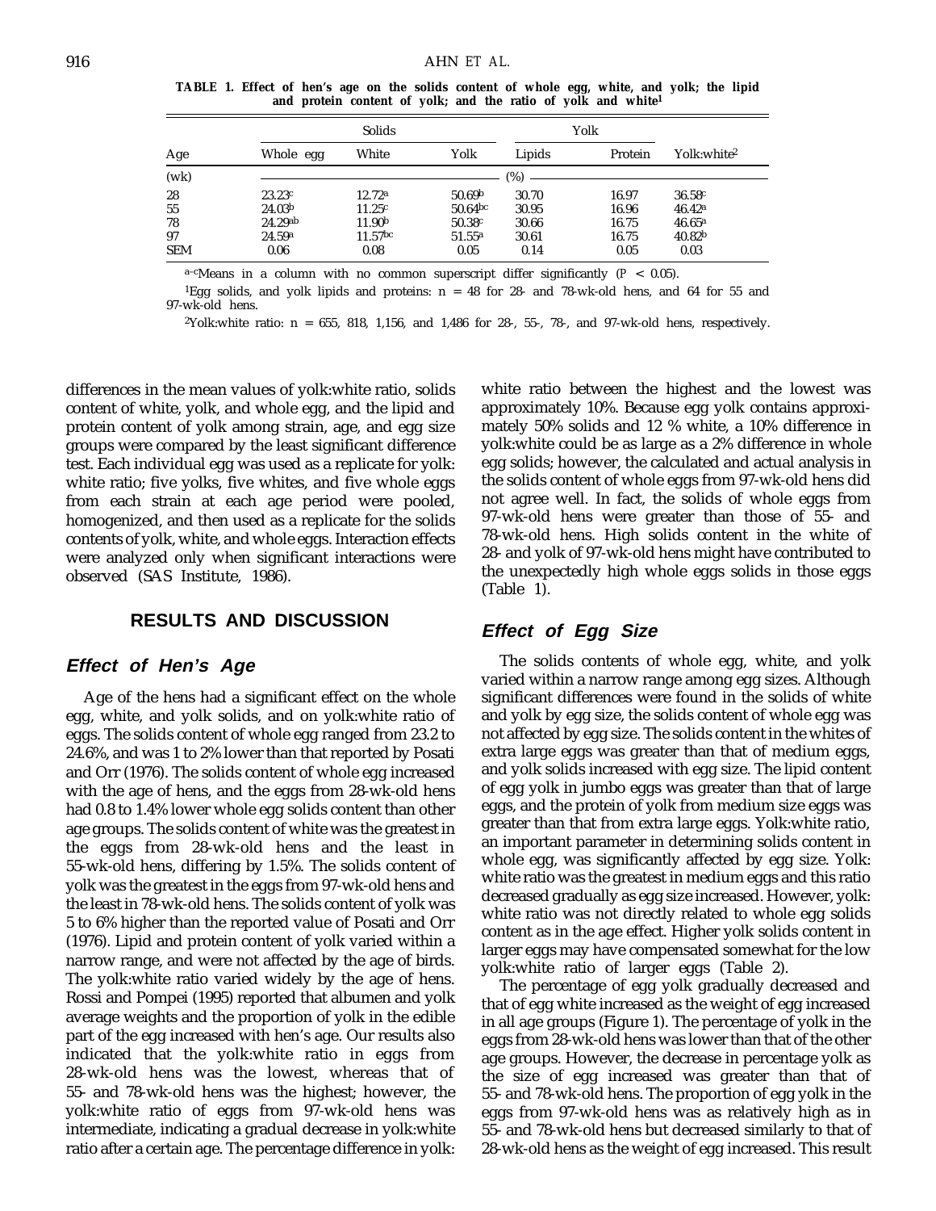**TABLE 1. Effect of hen's age on the solids content of whole egg, white, and yolk; the lipid and protein content of yolk; and the ratio of yolk and white[1]**

| Age | Solids | | | Yolk | | |
|---|---|---|---|---|---|---|
| | Whole egg | White | Yolk | Lipids | Protein | Yolk:white[2] |
| (wk) | (%) | | | | | |
| 28 | $23.23^c$ | $12.72^a$ | $50.69^b$ | 30.70 | 16.97 | $36.58^c$ |
| 55 | $24.03^b$ | $11.25^c$ | $50.64^{bc}$ | 30.95 | 16.96 | $46.42^a$ |
| 78 | $24.29^{ab}$ | $11.90^b$ | $50.38^c$ | 30.66 | 16.75 | $46.65^a$ |
| 97 | $24.59^a$ | $11.57^{bc}$ | $51.55^a$ | 30.61 | 16.75 | $40.82^b$ |
| SEM | 0.06 | 0.08 | 0.05 | 0.14 | 0.05 | 0.03 |

[a–c]Means in a column with no common superscript differ significantly ($P < 0.05$).

[1]Egg solids, and yolk lipids and proteins: n = 48 for 28- and 78-wk-old hens, and 64 for 55 and 97-wk-old hens.

[2]Yolk:white ratio: n = 655, 818, 1,156, and 1,486 for 28-, 55-, 78-, and 97-wk-old hens, respectively.

differences in the mean values of yolk:white ratio, solids content of white, yolk, and whole egg, and the lipid and protein content of yolk among strain, age, and egg size groups were compared by the least significant difference test. Each individual egg was used as a replicate for yolk: white ratio; five yolks, five whites, and five whole eggs from each strain at each age period were pooled, homogenized, and then used as a replicate for the solids contents of yolk, white, and whole eggs. Interaction effects were analyzed only when significant interactions were observed (SAS Institute, 1986).

## RESULTS AND DISCUSSION

### *Effect of Hen's Age*

Age of the hens had a significant effect on the whole egg, white, and yolk solids, and on yolk:white ratio of eggs. The solids content of whole egg ranged from 23.2 to 24.6%, and was 1 to 2% lower than that reported by Posati and Orr (1976). The solids content of whole egg increased with the age of hens, and the eggs from 28-wk-old hens had 0.8 to 1.4% lower whole egg solids content than other age groups. The solids content of white was the greatest in the eggs from 28-wk-old hens and the least in 55-wk-old hens, differing by 1.5%. The solids content of yolk was the greatest in the eggs from 97-wk-old hens and the least in 78-wk-old hens. The solids content of yolk was 5 to 6% higher than the reported value of Posati and Orr (1976). Lipid and protein content of yolk varied within a narrow range, and were not affected by the age of birds. The yolk:white ratio varied widely by the age of hens. Rossi and Pompei (1995) reported that albumen and yolk average weights and the proportion of yolk in the edible part of the egg increased with hen's age. Our results also indicated that the yolk:white ratio in eggs from 28-wk-old hens was the lowest, whereas that of 55- and 78-wk-old hens was the highest; however, the yolk:white ratio of eggs from 97-wk-old hens was intermediate, indicating a gradual decrease in yolk:white ratio after a certain age. The percentage difference in yolk: white ratio between the highest and the lowest was approximately 10%. Because egg yolk contains approximately 50% solids and 12 % white, a 10% difference in yolk:white could be as large as a 2% difference in whole egg solids; however, the calculated and actual analysis in the solids content of whole eggs from 97-wk-old hens did not agree well. In fact, the solids of whole eggs from 97-wk-old hens were greater than those of 55- and 78-wk-old hens. High solids content in the white of 28- and yolk of 97-wk-old hens might have contributed to the unexpectedly high whole eggs solids in those eggs (Table 1).

### *Effect of Egg Size*

The solids contents of whole egg, white, and yolk varied within a narrow range among egg sizes. Although significant differences were found in the solids of white and yolk by egg size, the solids content of whole egg was not affected by egg size. The solids content in the whites of extra large eggs was greater than that of medium eggs, and yolk solids increased with egg size. The lipid content of egg yolk in jumbo eggs was greater than that of large eggs, and the protein of yolk from medium size eggs was greater than that from extra large eggs. Yolk:white ratio, an important parameter in determining solids content in whole egg, was significantly affected by egg size. Yolk: white ratio was the greatest in medium eggs and this ratio decreased gradually as egg size increased. However, yolk: white ratio was not directly related to whole egg solids content as in the age effect. Higher yolk solids content in larger eggs may have compensated somewhat for the low yolk:white ratio of larger eggs (Table 2).

The percentage of egg yolk gradually decreased and that of egg white increased as the weight of egg increased in all age groups (Figure 1). The percentage of yolk in the eggs from 28-wk-old hens was lower than that of the other age groups. However, the decrease in percentage yolk as the size of egg increased was greater than that of 55- and 78-wk-old hens. The proportion of egg yolk in the eggs from 97-wk-old hens was relatively high as in 55- and 78-wk-old hens but decreased similarly to that of 28-wk-old hens as the weight of egg increased. This result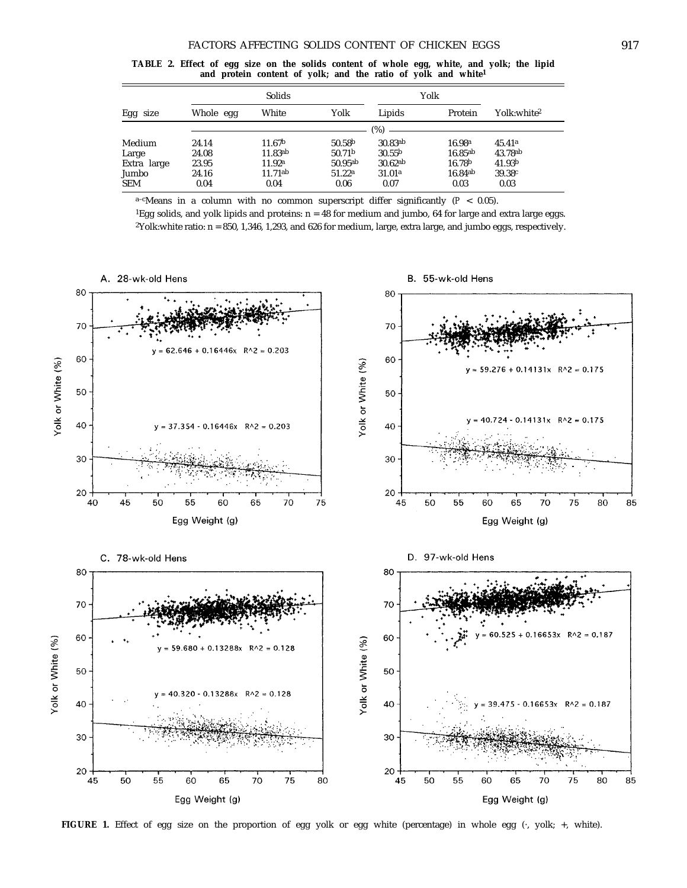**TABLE 2. Effect of egg size on the solids content of whole egg, white, and yolk; the lipid and protein content of yolk; and the ratio of yolk and white[1]**

| | Solids | | | Yolk | | |
|---|---|---|---|---|---|---|
| Egg size | Whole egg | White | Yolk | Lipids | Protein | Yolk:white[2] |
| | (%) | | | | | |
| Medium | 24.14 | 11.67[b] | 50.58[b] | 30.83[ab] | 16.98[a] | 45.41[a] |
| Large | 24.08 | 11.83[ab] | 50.71[b] | 30.55[b] | 16.85[ab] | 43.78[ab] |
| Extra large | 23.95 | 11.92[a] | 50.95[ab] | 30.62[ab] | 16.78[b] | 41.93[b] |
| Jumbo | 24.16 | 11.71[ab] | 51.22[a] | 31.01[a] | 16.84[ab] | 39.38[c] |
| SEM | 0.04 | 0.04 | 0.06 | 0.07 | 0.03 | 0.03 |

[a–c]Means in a column with no common superscript differ significantly ($P < 0.05$).

[1]Egg solids, and yolk lipids and proteins: n = 48 for medium and jumbo, 64 for large and extra large eggs.

[2]Yolk:white ratio: n = 850, 1,346, 1,293, and 626 for medium, large, extra large, and jumbo eggs, respectively.

**FIGURE 1.** Effect of egg size on the proportion of egg yolk or egg white (percentage) in whole egg (·, yolk; +, white).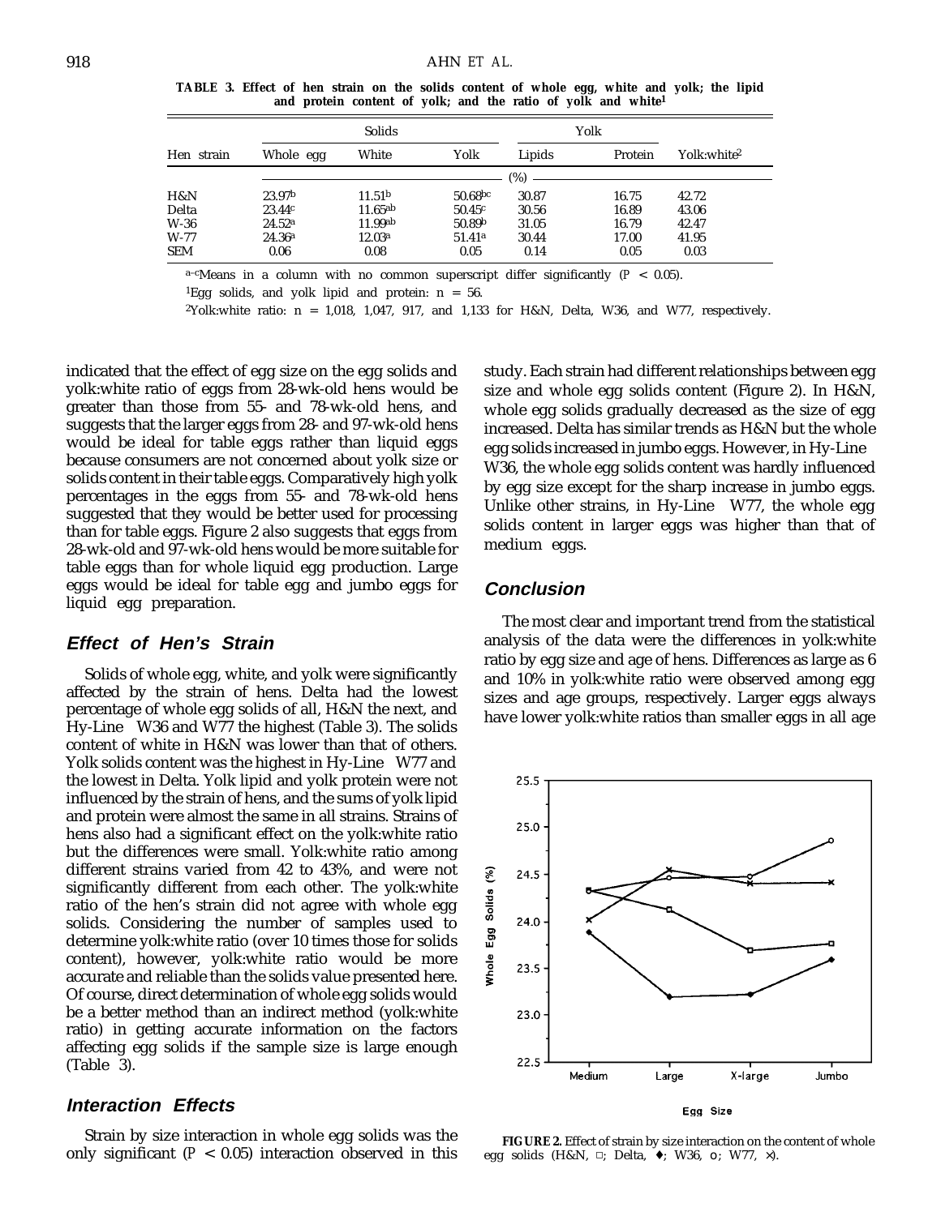**TABLE 3. Effect of hen strain on the solids content of whole egg, white and yolk; the lipid and protein content of yolk; and the ratio of yolk and white[1]**

| Hen strain | Solids | | | Yolk | | |
|---|---|---|---|---|---|---|
| | Whole egg | White | Yolk | Lipids | Protein | Yolk:white[2] |
| | (%) | | | | | |
| H&N | 23.97[b] | 11.51[b] | 50.68[bc] | 30.87 | 16.75 | 42.72 |
| Delta | 23.44[c] | 11.65[ab] | 50.45[c] | 30.56 | 16.89 | 43.06 |
| W-36 | 24.52[a] | 11.99[ab] | 50.89[b] | 31.05 | 16.79 | 42.47 |
| W-77 | 24.36[a] | 12.03[a] | 51.41[a] | 30.44 | 17.00 | 41.95 |
| SEM | 0.06 | 0.08 | 0.05 | 0.14 | 0.05 | 0.03 |

[a–c]Means in a column with no common superscript differ significantly ($P < 0.05$).

[1]Egg solids, and yolk lipid and protein: n = 56.

[2]Yolk:white ratio: n = 1,018, 1,047, 917, and 1,133 for H&N, Delta, W36, and W77, respectively.

indicated that the effect of egg size on the egg solids and yolk:white ratio of eggs from 28-wk-old hens would be greater than those from 55- and 78-wk-old hens, and suggests that the larger eggs from 28- and 97-wk-old hens would be ideal for table eggs rather than liquid eggs because consumers are not concerned about yolk size or solids content in their table eggs. Comparatively high yolk percentages in the eggs from 55- and 78-wk-old hens suggested that they would be better used for processing than for table eggs. Figure 2 also suggests that eggs from 28-wk-old and 97-wk-old hens would be more suitable for table eggs than for whole liquid egg production. Large eggs would be ideal for table egg and jumbo eggs for liquid egg preparation.

### Effect of Hen's Strain

Solids of whole egg, white, and yolk were significantly affected by the strain of hens. Delta had the lowest percentage of whole egg solids of all, H&N the next, and Hy-Line W36 and W77 the highest (Table 3). The solids content of white in H&N was lower than that of others. Yolk solids content was the highest in Hy-Line W77 and the lowest in Delta. Yolk lipid and yolk protein were not influenced by the strain of hens, and the sums of yolk lipid and protein were almost the same in all strains. Strains of hens also had a significant effect on the yolk:white ratio but the differences were small. Yolk:white ratio among different strains varied from 42 to 43%, and were not significantly different from each other. The yolk:white ratio of the hen's strain did not agree with whole egg solids. Considering the number of samples used to determine yolk:white ratio (over 10 times those for solids content), however, yolk:white ratio would be more accurate and reliable than the solids value presented here. Of course, direct determination of whole egg solids would be a better method than an indirect method (yolk:white ratio) in getting accurate information on the factors affecting egg solids if the sample size is large enough (Table 3).

### Interaction Effects

Strain by size interaction in whole egg solids was the only significant ($P < 0.05$) interaction observed in this study. Each strain had different relationships between egg size and whole egg solids content (Figure 2). In H&N, whole egg solids gradually decreased as the size of egg increased. Delta has similar trends as H&N but the whole egg solids increased in jumbo eggs. However, in Hy-Line W36, the whole egg solids content was hardly influenced by egg size except for the sharp increase in jumbo eggs. Unlike other strains, in Hy-Line W77, the whole egg solids content in larger eggs was higher than that of medium eggs.

### Conclusion

The most clear and important trend from the statistical analysis of the data were the differences in yolk:white ratio by egg size and age of hens. Differences as large as 6 and 10% in yolk:white ratio were observed among egg sizes and age groups, respectively. Larger eggs always have lower yolk:white ratios than smaller eggs in all age

**FIGURE 2.** Effect of strain by size interaction on the content of whole egg solids (H&N, □; Delta, ♦; W36, o; W77, ×).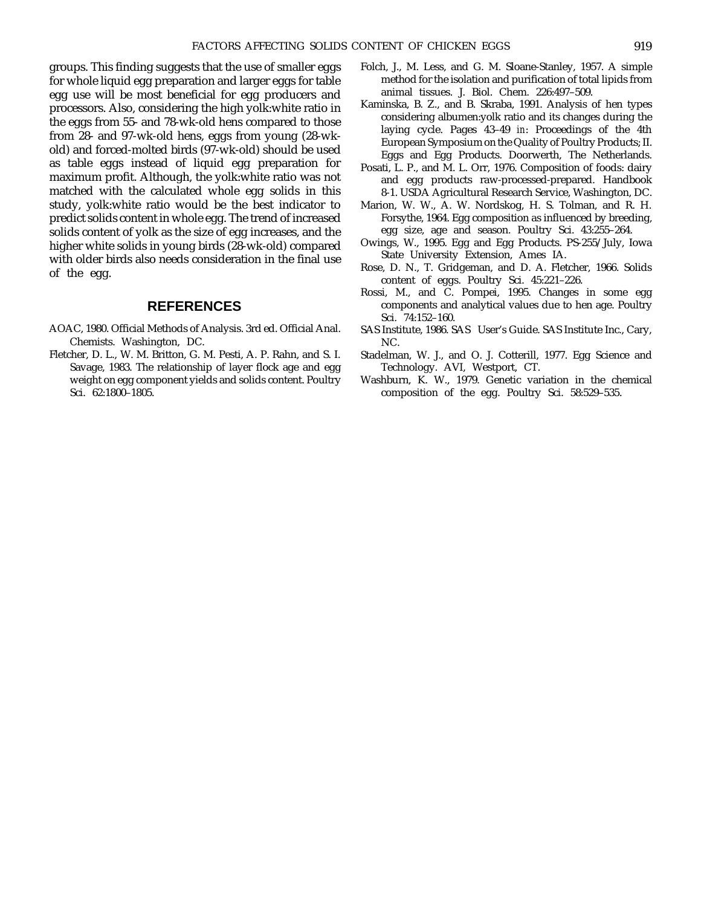groups. This finding suggests that the use of smaller eggs for whole liquid egg preparation and larger eggs for table egg use will be most beneficial for egg producers and processors. Also, considering the high yolk:white ratio in the eggs from 55- and 78-wk-old hens compared to those from 28- and 97-wk-old hens, eggs from young (28-wk-old) and forced-molted birds (97-wk-old) should be used as table eggs instead of liquid egg preparation for maximum profit. Although, the yolk:white ratio was not matched with the calculated whole egg solids in this study, yolk:white ratio would be the best indicator to predict solids content in whole egg. The trend of increased solids content of yolk as the size of egg increases, and the higher white solids in young birds (28-wk-old) compared with older birds also needs consideration in the final use of the egg.

## REFERENCES

AOAC, 1980. Official Methods of Analysis. 3rd ed. Official Anal. Chemists. Washington, DC.

Fletcher, D. L., W. M. Britton, G. M. Pesti, A. P. Rahn, and S. I. Savage, 1983. The relationship of layer flock age and egg weight on egg component yields and solids content. Poultry Sci. 62:1800–1805.

Folch, J., M. Less, and G. M. Sloane-Stanley, 1957. A simple method for the isolation and purification of total lipids from animal tissues. J. Biol. Chem. 226:497–509.

Kaminska, B. Z., and B. Skraba, 1991. Analysis of hen types considering albumen:yolk ratio and its changes during the laying cycle. Pages 43–49 *in*: Proceedings of the 4th European Symposium on the Quality of Poultry Products; II. Eggs and Egg Products. Doorwerth, The Netherlands.

Posati, L. P., and M. L. Orr, 1976. Composition of foods: dairy and egg products raw-processed-prepared. Handbook 8-1. USDA Agricultural Research Service, Washington, DC.

Marion, W. W., A. W. Nordskog, H. S. Tolman, and R. H. Forsythe, 1964. Egg composition as influenced by breeding, egg size, age and season. Poultry Sci. 43:255–264.

Owings, W., 1995. Egg and Egg Products. PS-255/July, Iowa State University Extension, Ames IA.

Rose, D. N., T. Gridgeman, and D. A. Fletcher, 1966. Solids content of eggs. Poultry Sci. 45:221–226.

Rossi, M., and C. Pompei, 1995. Changes in some egg components and analytical values due to hen age. Poultry Sci. 74:152–160.

SAS Institute, 1986. SAS User's Guide. SAS Institute Inc., Cary, NC.

Stadelman, W. J., and O. J. Cotterill, 1977. Egg Science and Technology. AVI, Westport, CT.

Washburn, K. W., 1979. Genetic variation in the chemical composition of the egg. Poultry Sci. 58:529–535.